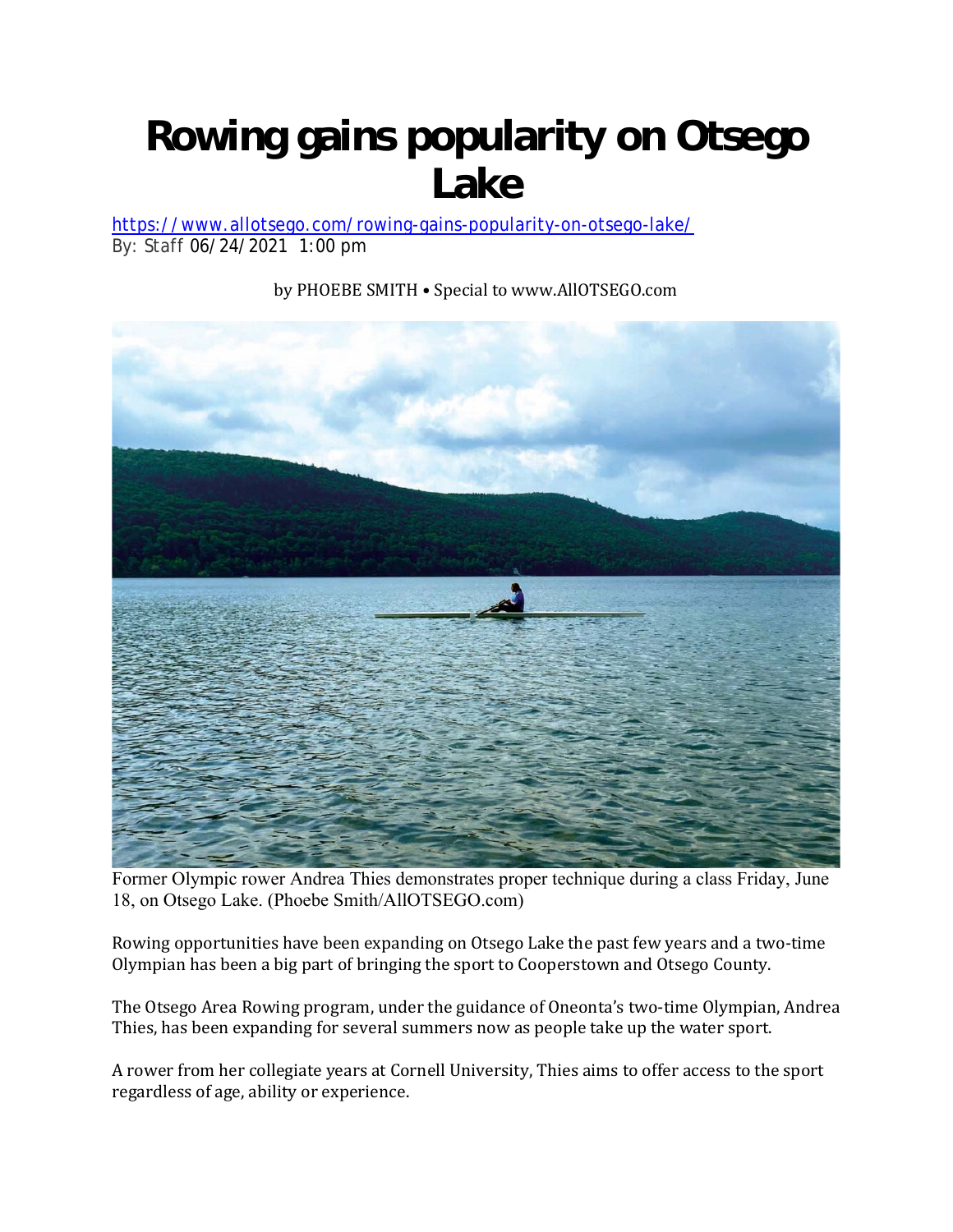# Rowing gains popularity on Otsego Lake

https://www.allotsego.com/rowing-gains-popularity-on-otsego-lake/
By: Staff 06/24/2021 1:00 pm

by PHOEBE SMITH • Special to www.AllOTSEGO.com

Former Olympic rower Andrea Thies demonstrates proper technique during a class Friday, June 18, on Otsego Lake. (Phoebe Smith/AllOTSEGO.com)

Rowing opportunities have been expanding on Otsego Lake the past few years and a two-time Olympian has been a big part of bringing the sport to Cooperstown and Otsego County.

The Otsego Area Rowing program, under the guidance of Oneonta's two-time Olympian, Andrea Thies, has been expanding for several summers now as people take up the water sport.

A rower from her collegiate years at Cornell University, Thies aims to offer access to the sport regardless of age, ability or experience.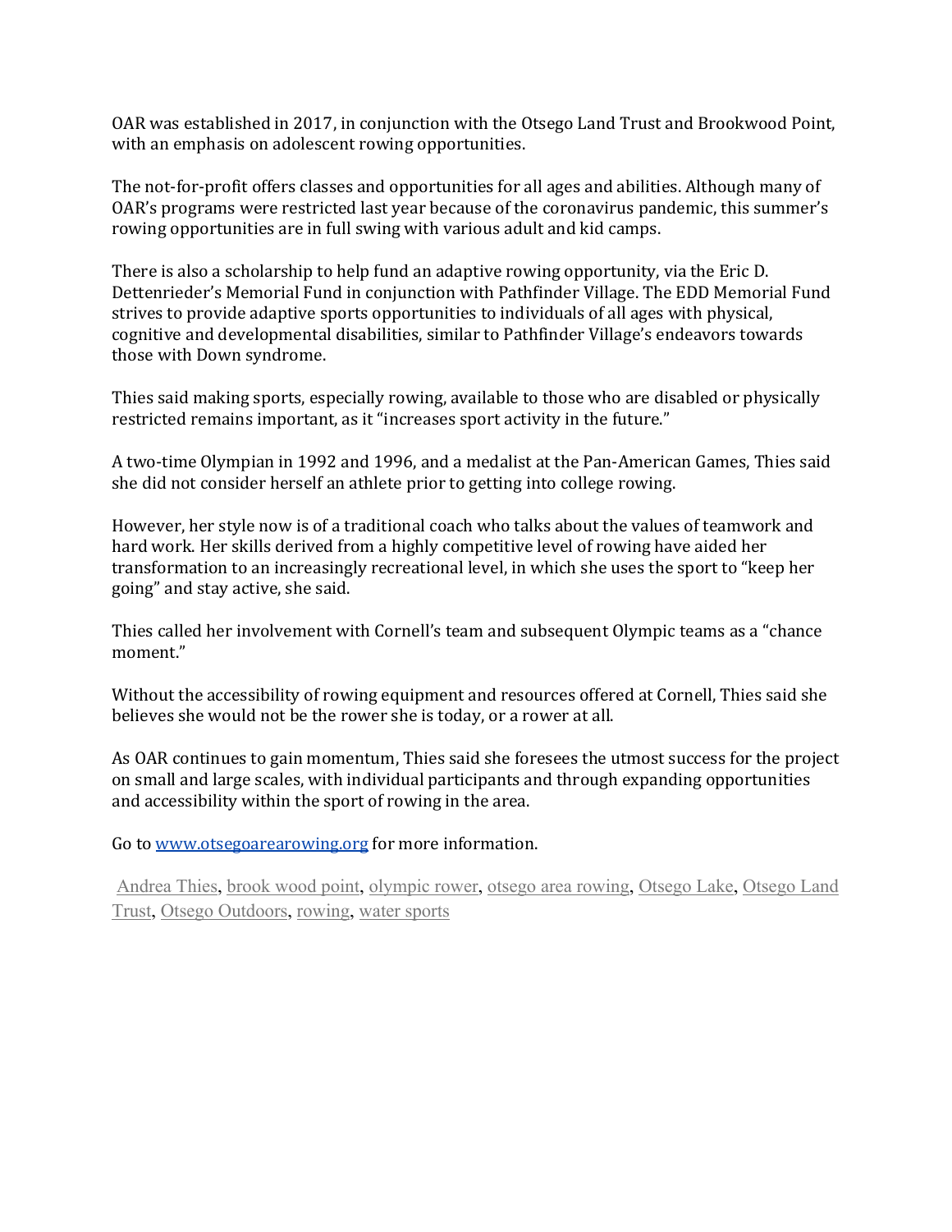OAR was established in 2017, in conjunction with the Otsego Land Trust and Brookwood Point, with an emphasis on adolescent rowing opportunities.

The not-for-profit offers classes and opportunities for all ages and abilities. Although many of OAR's programs were restricted last year because of the coronavirus pandemic, this summer's rowing opportunities are in full swing with various adult and kid camps.

There is also a scholarship to help fund an adaptive rowing opportunity, via the Eric D. Dettenrieder's Memorial Fund in conjunction with Pathfinder Village. The EDD Memorial Fund strives to provide adaptive sports opportunities to individuals of all ages with physical, cognitive and developmental disabilities, similar to Pathfinder Village's endeavors towards those with Down syndrome.

Thies said making sports, especially rowing, available to those who are disabled or physically restricted remains important, as it "increases sport activity in the future."

A two-time Olympian in 1992 and 1996, and a medalist at the Pan-American Games, Thies said she did not consider herself an athlete prior to getting into college rowing.

However, her style now is of a traditional coach who talks about the values of teamwork and hard work. Her skills derived from a highly competitive level of rowing have aided her transformation to an increasingly recreational level, in which she uses the sport to "keep her going" and stay active, she said.

Thies called her involvement with Cornell's team and subsequent Olympic teams as a "chance moment."

Without the accessibility of rowing equipment and resources offered at Cornell, Thies said she believes she would not be the rower she is today, or a rower at all.

As OAR continues to gain momentum, Thies said she foresees the utmost success for the project on small and large scales, with individual participants and through expanding opportunities and accessibility within the sport of rowing in the area.

Go to [www.otsegoarearowing.org](http://www.otsegoarearowing.org) for more information.

Andrea Thies, brook wood point, olympic rower, otsego area rowing, Otsego Lake, Otsego Land Trust, Otsego Outdoors, rowing, water sports